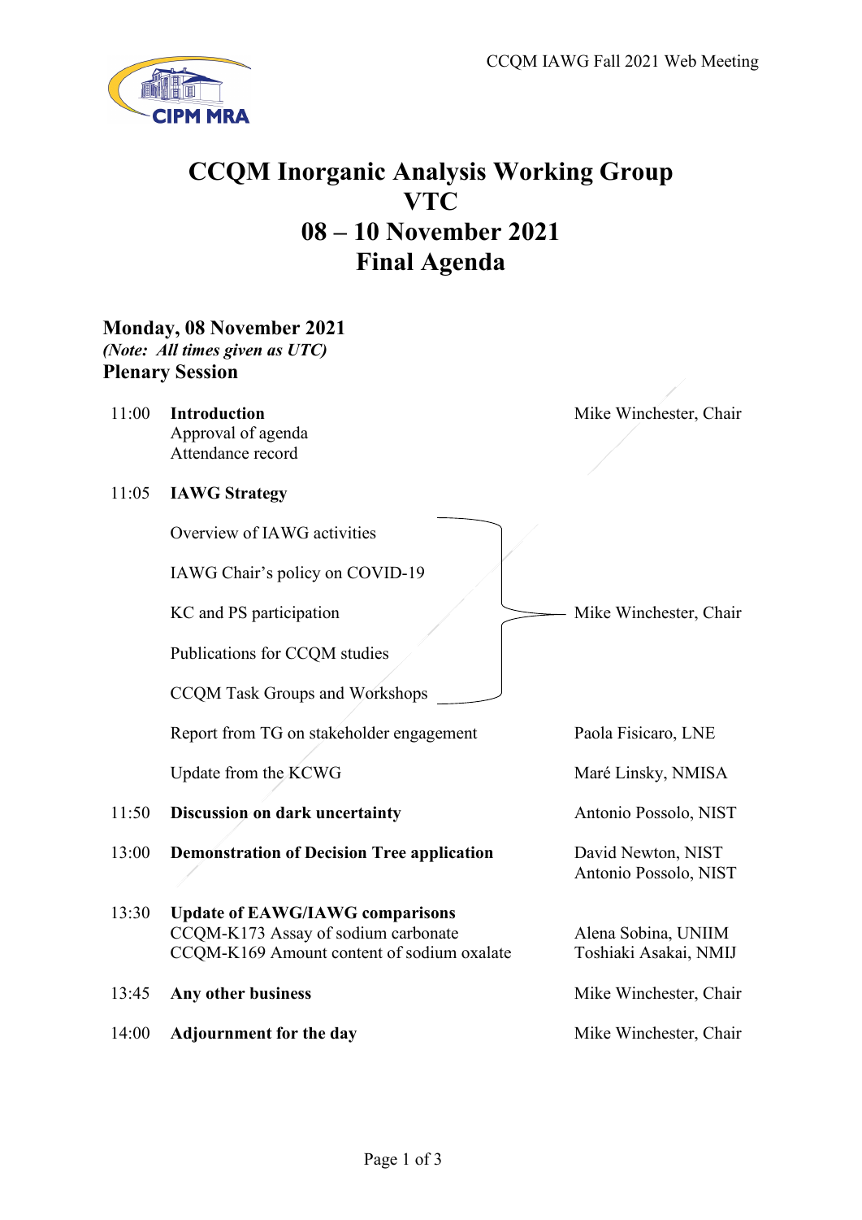# CCQM Inorganic Analysis Working Group
# VTC
# 08 – 10 November 2021
# Final Agenda

## Monday, 08 November 2021

*(Note: All times given as UTC)*

### Plenary Session

| Time | Item | Presenter |
|---|---|---|
| 11:00 | **Introduction**<br>Approval of agenda<br>Attendance record | Mike Winchester, Chair |
| 11:05 | **IAWG Strategy** | |
| | Overview of IAWG activities<br>IAWG Chair's policy on COVID-19<br>KC and PS participation<br>Publications for CCQM studies<br>CCQM Task Groups and Workshops | Mike Winchester, Chair |
| | Report from TG on stakeholder engagement | Paola Fisicaro, LNE |
| | Update from the KCWG | Maré Linsky, NMISA |
| 11:50 | **Discussion on dark uncertainty** | Antonio Possolo, NIST |
| 13:00 | **Demonstration of Decision Tree application** | David Newton, NIST<br>Antonio Possolo, NIST |
| 13:30 | **Update of EAWG/IAWG comparisons**<br>CCQM-K173 Assay of sodium carbonate<br>CCQM-K169 Amount content of sodium oxalate | <br>Alena Sobina, UNIIM<br>Toshiaki Asakai, NMIJ |
| 13:45 | **Any other business** | Mike Winchester, Chair |
| 14:00 | **Adjournment for the day** | Mike Winchester, Chair |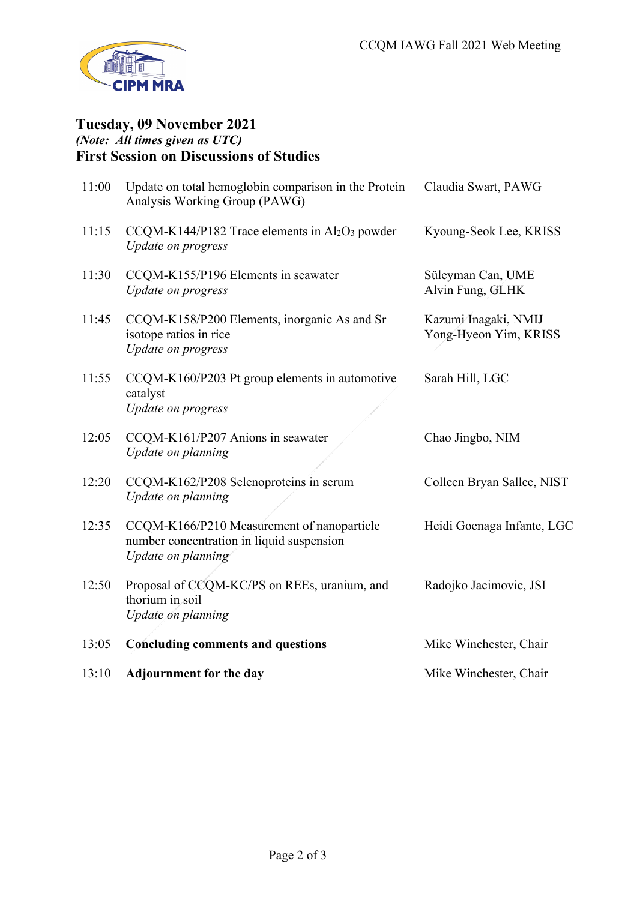## Tuesday, 09 November 2021

***(Note: All times given as UTC)***

### First Session on Discussions of Studies

| Time | Item | Presenter |
|---|---|---|
| 11:00 | Update on total hemoglobin comparison in the Protein Analysis Working Group (PAWG) | Claudia Swart, PAWG |
| 11:15 | CCQM-K144/P182 Trace elements in $Al_2O_3$ powder<br>*Update on progress* | Kyoung-Seok Lee, KRISS |
| 11:30 | CCQM-K155/P196 Elements in seawater<br>*Update on progress* | Süleyman Can, UME<br>Alvin Fung, GLHK |
| 11:45 | CCQM-K158/P200 Elements, inorganic As and Sr isotope ratios in rice<br>*Update on progress* | Kazumi Inagaki, NMIJ<br>Yong-Hyeon Yim, KRISS |
| 11:55 | CCQM-K160/P203 Pt group elements in automotive catalyst<br>*Update on progress* | Sarah Hill, LGC |
| 12:05 | CCQM-K161/P207 Anions in seawater<br>*Update on planning* | Chao Jingbo, NIM |
| 12:20 | CCQM-K162/P208 Selenoproteins in serum<br>*Update on planning* | Colleen Bryan Sallee, NIST |
| 12:35 | CCQM-K166/P210 Measurement of nanoparticle number concentration in liquid suspension<br>*Update on planning* | Heidi Goenaga Infante, LGC |
| 12:50 | Proposal of CCQM-KC/PS on REEs, uranium, and thorium in soil<br>*Update on planning* | Radojko Jacimovic, JSI |
| 13:05 | **Concluding comments and questions** | Mike Winchester, Chair |
| 13:10 | **Adjournment for the day** | Mike Winchester, Chair |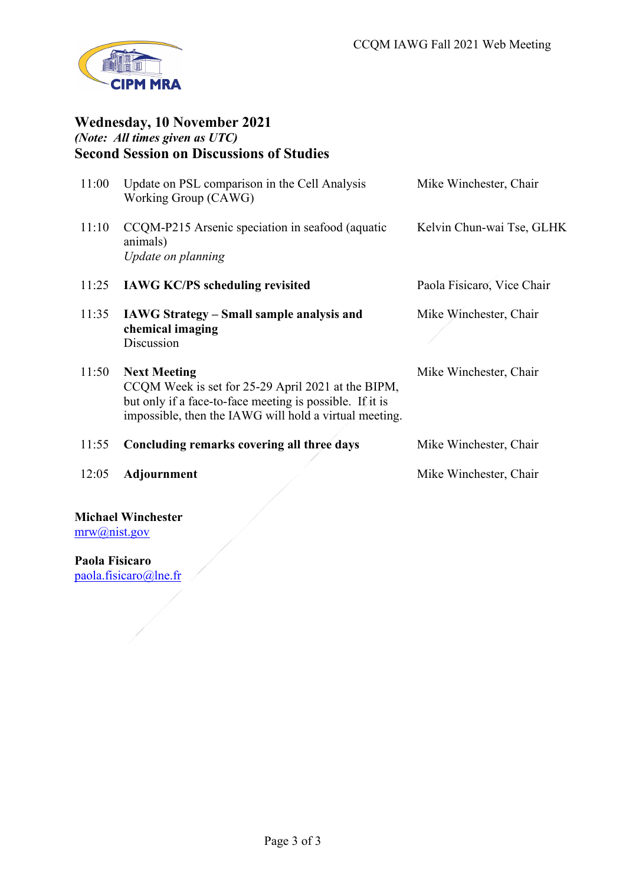## Wednesday, 10 November 2021

*(Note: All times given as UTC)*

## Second Session on Discussions of Studies

| | | |
|---|---|---|
| 11:00 | Update on PSL comparison in the Cell Analysis Working Group (CAWG) | Mike Winchester, Chair |
| 11:10 | CCQM-P215 Arsenic speciation in seafood (aquatic animals)<br>*Update on planning* | Kelvin Chun-wai Tse, GLHK |
| 11:25 | **IAWG KC/PS scheduling revisited** | Paola Fisicaro, Vice Chair |
| 11:35 | **IAWG Strategy – Small sample analysis and chemical imaging**<br>Discussion | Mike Winchester, Chair |
| 11:50 | **Next Meeting**<br>CCQM Week is set for 25-29 April 2021 at the BIPM, but only if a face-to-face meeting is possible. If it is impossible, then the IAWG will hold a virtual meeting. | Mike Winchester, Chair |
| 11:55 | **Concluding remarks covering all three days** | Mike Winchester, Chair |
| 12:05 | **Adjournment** | Mike Winchester, Chair |

**Michael Winchester**
mrw@nist.gov

**Paola Fisicaro**
paola.fisicaro@lne.fr